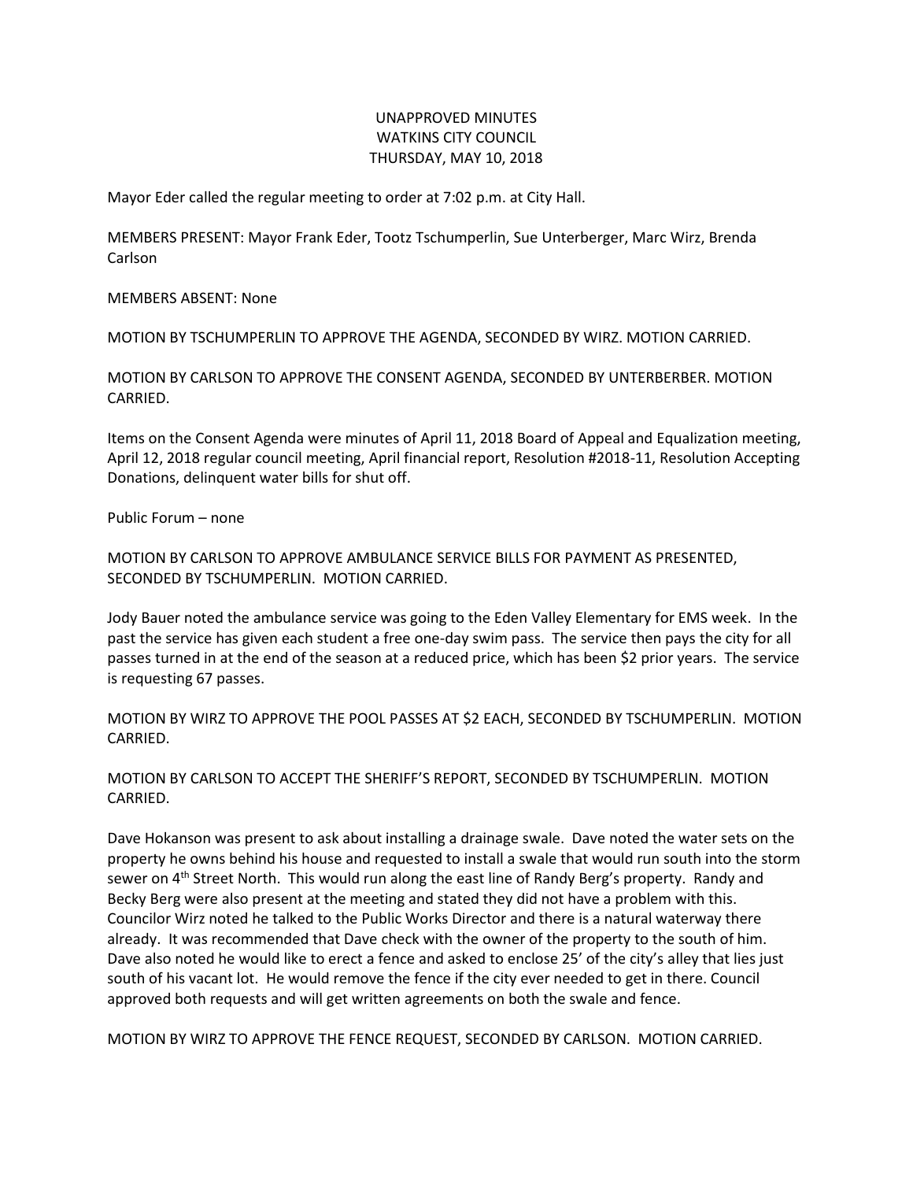UNAPPROVED MINUTES
WATKINS CITY COUNCIL
THURSDAY, MAY 10, 2018

Mayor Eder called the regular meeting to order at 7:02 p.m. at City Hall.

MEMBERS PRESENT: Mayor Frank Eder, Tootz Tschumperlin, Sue Unterberger, Marc Wirz, Brenda Carlson

MEMBERS ABSENT: None

MOTION BY TSCHUMPERLIN TO APPROVE THE AGENDA, SECONDED BY WIRZ. MOTION CARRIED.

MOTION BY CARLSON TO APPROVE THE CONSENT AGENDA, SECONDED BY UNTERBERBER. MOTION CARRIED.

Items on the Consent Agenda were minutes of April 11, 2018 Board of Appeal and Equalization meeting, April 12, 2018 regular council meeting, April financial report, Resolution #2018-11, Resolution Accepting Donations, delinquent water bills for shut off.

Public Forum – none

MOTION BY CARLSON TO APPROVE AMBULANCE SERVICE BILLS FOR PAYMENT AS PRESENTED, SECONDED BY TSCHUMPERLIN. MOTION CARRIED.

Jody Bauer noted the ambulance service was going to the Eden Valley Elementary for EMS week. In the past the service has given each student a free one-day swim pass. The service then pays the city for all passes turned in at the end of the season at a reduced price, which has been $2 prior years. The service is requesting 67 passes.

MOTION BY WIRZ TO APPROVE THE POOL PASSES AT $2 EACH, SECONDED BY TSCHUMPERLIN. MOTION CARRIED.

MOTION BY CARLSON TO ACCEPT THE SHERIFF'S REPORT, SECONDED BY TSCHUMPERLIN. MOTION CARRIED.

Dave Hokanson was present to ask about installing a drainage swale. Dave noted the water sets on the property he owns behind his house and requested to install a swale that would run south into the storm sewer on 4th Street North. This would run along the east line of Randy Berg's property. Randy and Becky Berg were also present at the meeting and stated they did not have a problem with this. Councilor Wirz noted he talked to the Public Works Director and there is a natural waterway there already. It was recommended that Dave check with the owner of the property to the south of him. Dave also noted he would like to erect a fence and asked to enclose 25' of the city's alley that lies just south of his vacant lot. He would remove the fence if the city ever needed to get in there. Council approved both requests and will get written agreements on both the swale and fence.

MOTION BY WIRZ TO APPROVE THE FENCE REQUEST, SECONDED BY CARLSON. MOTION CARRIED.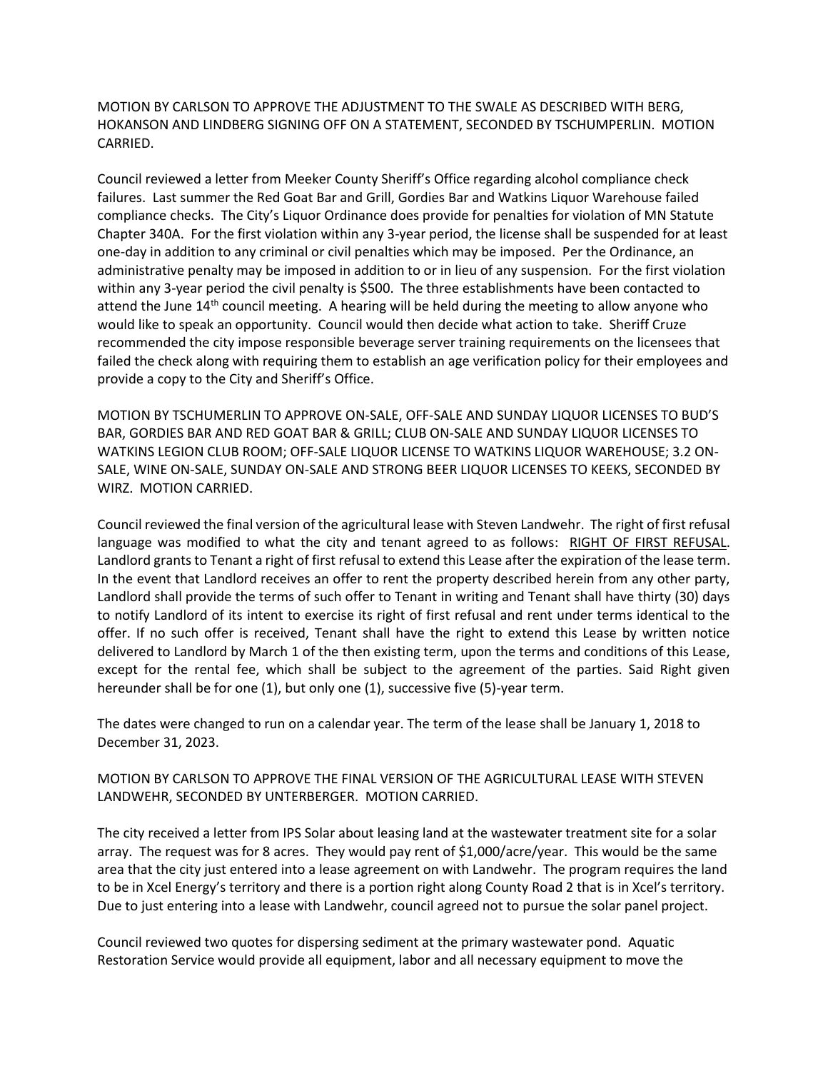MOTION BY CARLSON TO APPROVE THE ADJUSTMENT TO THE SWALE AS DESCRIBED WITH BERG, HOKANSON AND LINDBERG SIGNING OFF ON A STATEMENT, SECONDED BY TSCHUMPERLIN. MOTION CARRIED.

Council reviewed a letter from Meeker County Sheriff's Office regarding alcohol compliance check failures. Last summer the Red Goat Bar and Grill, Gordies Bar and Watkins Liquor Warehouse failed compliance checks. The City's Liquor Ordinance does provide for penalties for violation of MN Statute Chapter 340A. For the first violation within any 3-year period, the license shall be suspended for at least one-day in addition to any criminal or civil penalties which may be imposed. Per the Ordinance, an administrative penalty may be imposed in addition to or in lieu of any suspension. For the first violation within any 3-year period the civil penalty is $500. The three establishments have been contacted to attend the June 14th council meeting. A hearing will be held during the meeting to allow anyone who would like to speak an opportunity. Council would then decide what action to take. Sheriff Cruze recommended the city impose responsible beverage server training requirements on the licensees that failed the check along with requiring them to establish an age verification policy for their employees and provide a copy to the City and Sheriff's Office.

MOTION BY TSCHUMERLIN TO APPROVE ON-SALE, OFF-SALE AND SUNDAY LIQUOR LICENSES TO BUD'S BAR, GORDIES BAR AND RED GOAT BAR & GRILL; CLUB ON-SALE AND SUNDAY LIQUOR LICENSES TO WATKINS LEGION CLUB ROOM; OFF-SALE LIQUOR LICENSE TO WATKINS LIQUOR WAREHOUSE; 3.2 ON-SALE, WINE ON-SALE, SUNDAY ON-SALE AND STRONG BEER LIQUOR LICENSES TO KEEKS, SECONDED BY WIRZ. MOTION CARRIED.

Council reviewed the final version of the agricultural lease with Steven Landwehr. The right of first refusal language was modified to what the city and tenant agreed to as follows: RIGHT OF FIRST REFUSAL. Landlord grants to Tenant a right of first refusal to extend this Lease after the expiration of the lease term. In the event that Landlord receives an offer to rent the property described herein from any other party, Landlord shall provide the terms of such offer to Tenant in writing and Tenant shall have thirty (30) days to notify Landlord of its intent to exercise its right of first refusal and rent under terms identical to the offer. If no such offer is received, Tenant shall have the right to extend this Lease by written notice delivered to Landlord by March 1 of the then existing term, upon the terms and conditions of this Lease, except for the rental fee, which shall be subject to the agreement of the parties. Said Right given hereunder shall be for one (1), but only one (1), successive five (5)-year term.

The dates were changed to run on a calendar year. The term of the lease shall be January 1, 2018 to December 31, 2023.

MOTION BY CARLSON TO APPROVE THE FINAL VERSION OF THE AGRICULTURAL LEASE WITH STEVEN LANDWEHR, SECONDED BY UNTERBERGER. MOTION CARRIED.

The city received a letter from IPS Solar about leasing land at the wastewater treatment site for a solar array. The request was for 8 acres. They would pay rent of $1,000/acre/year. This would be the same area that the city just entered into a lease agreement on with Landwehr. The program requires the land to be in Xcel Energy's territory and there is a portion right along County Road 2 that is in Xcel's territory. Due to just entering into a lease with Landwehr, council agreed not to pursue the solar panel project.

Council reviewed two quotes for dispersing sediment at the primary wastewater pond. Aquatic Restoration Service would provide all equipment, labor and all necessary equipment to move the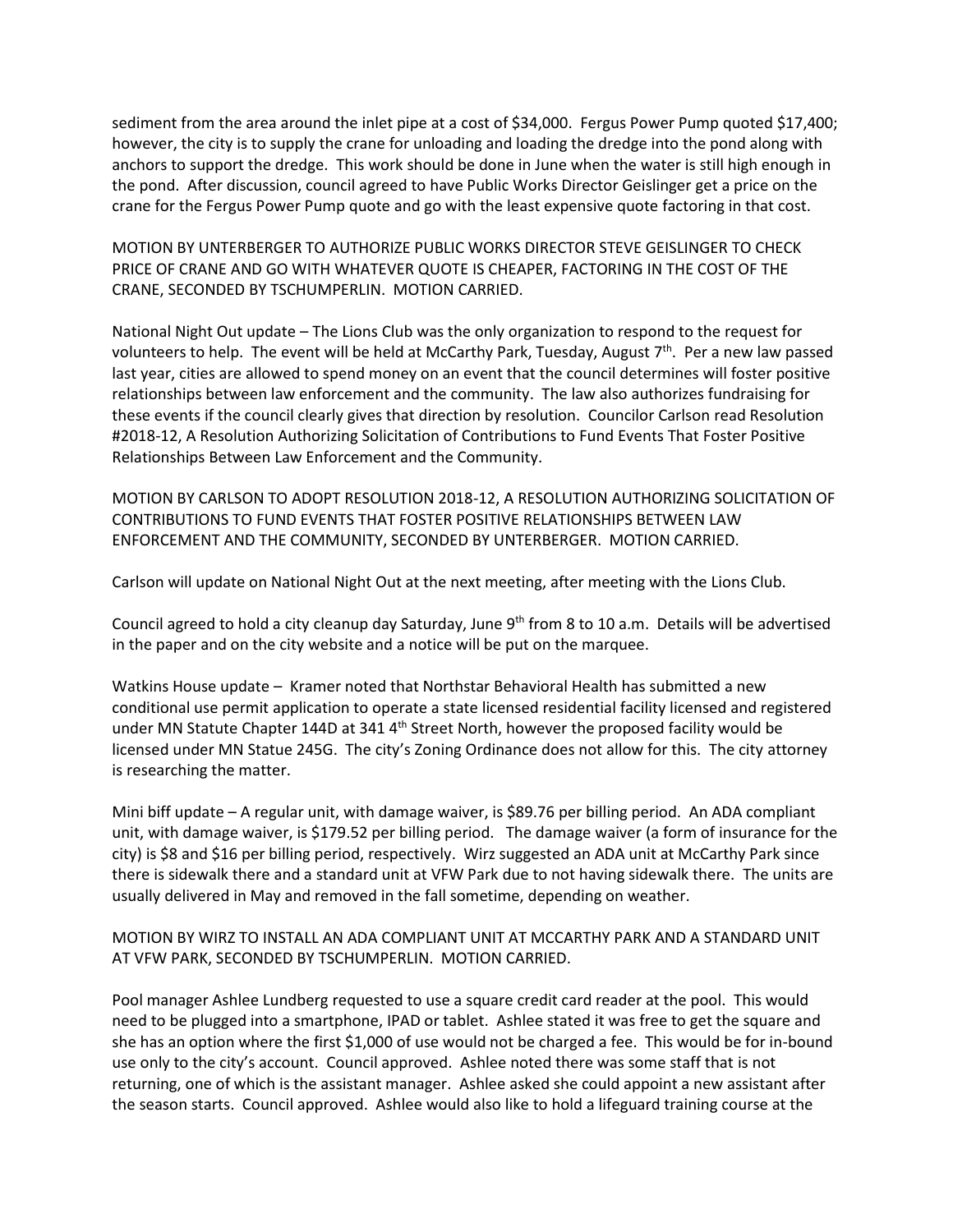sediment from the area around the inlet pipe at a cost of $34,000. Fergus Power Pump quoted $17,400; however, the city is to supply the crane for unloading and loading the dredge into the pond along with anchors to support the dredge. This work should be done in June when the water is still high enough in the pond. After discussion, council agreed to have Public Works Director Geislinger get a price on the crane for the Fergus Power Pump quote and go with the least expensive quote factoring in that cost.

MOTION BY UNTERBERGER TO AUTHORIZE PUBLIC WORKS DIRECTOR STEVE GEISLINGER TO CHECK PRICE OF CRANE AND GO WITH WHATEVER QUOTE IS CHEAPER, FACTORING IN THE COST OF THE CRANE, SECONDED BY TSCHUMPERLIN. MOTION CARRIED.

National Night Out update – The Lions Club was the only organization to respond to the request for volunteers to help. The event will be held at McCarthy Park, Tuesday, August 7th. Per a new law passed last year, cities are allowed to spend money on an event that the council determines will foster positive relationships between law enforcement and the community. The law also authorizes fundraising for these events if the council clearly gives that direction by resolution. Councilor Carlson read Resolution #2018-12, A Resolution Authorizing Solicitation of Contributions to Fund Events That Foster Positive Relationships Between Law Enforcement and the Community.

MOTION BY CARLSON TO ADOPT RESOLUTION 2018-12, A RESOLUTION AUTHORIZING SOLICITATION OF CONTRIBUTIONS TO FUND EVENTS THAT FOSTER POSITIVE RELATIONSHIPS BETWEEN LAW ENFORCEMENT AND THE COMMUNITY, SECONDED BY UNTERBERGER. MOTION CARRIED.

Carlson will update on National Night Out at the next meeting, after meeting with the Lions Club.

Council agreed to hold a city cleanup day Saturday, June 9th from 8 to 10 a.m. Details will be advertised in the paper and on the city website and a notice will be put on the marquee.

Watkins House update – Kramer noted that Northstar Behavioral Health has submitted a new conditional use permit application to operate a state licensed residential facility licensed and registered under MN Statute Chapter 144D at 341 4th Street North, however the proposed facility would be licensed under MN Statue 245G. The city's Zoning Ordinance does not allow for this. The city attorney is researching the matter.

Mini biff update – A regular unit, with damage waiver, is $89.76 per billing period. An ADA compliant unit, with damage waiver, is $179.52 per billing period. The damage waiver (a form of insurance for the city) is $8 and $16 per billing period, respectively. Wirz suggested an ADA unit at McCarthy Park since there is sidewalk there and a standard unit at VFW Park due to not having sidewalk there. The units are usually delivered in May and removed in the fall sometime, depending on weather.

MOTION BY WIRZ TO INSTALL AN ADA COMPLIANT UNIT AT MCCARTHY PARK AND A STANDARD UNIT AT VFW PARK, SECONDED BY TSCHUMPERLIN. MOTION CARRIED.

Pool manager Ashlee Lundberg requested to use a square credit card reader at the pool. This would need to be plugged into a smartphone, IPAD or tablet. Ashlee stated it was free to get the square and she has an option where the first $1,000 of use would not be charged a fee. This would be for in-bound use only to the city's account. Council approved. Ashlee noted there was some staff that is not returning, one of which is the assistant manager. Ashlee asked she could appoint a new assistant after the season starts. Council approved. Ashlee would also like to hold a lifeguard training course at the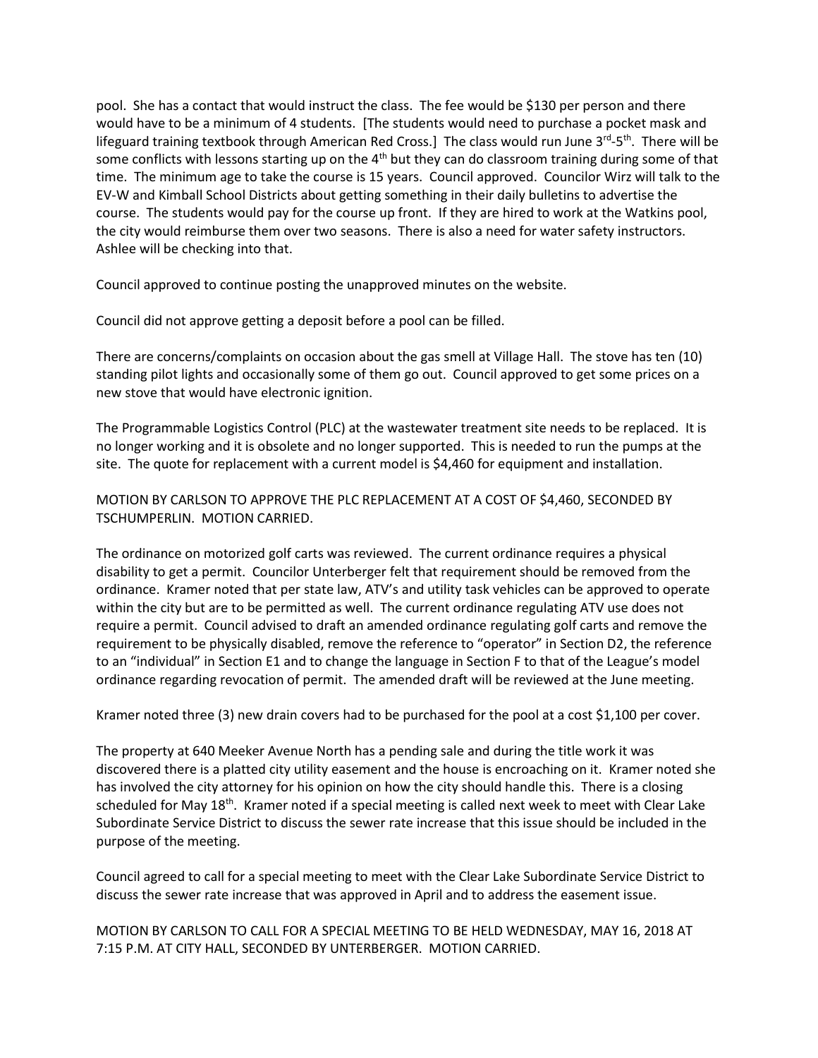pool. She has a contact that would instruct the class. The fee would be $130 per person and there would have to be a minimum of 4 students. [The students would need to purchase a pocket mask and lifeguard training textbook through American Red Cross.] The class would run June 3rd-5th. There will be some conflicts with lessons starting up on the 4th but they can do classroom training during some of that time. The minimum age to take the course is 15 years. Council approved. Councilor Wirz will talk to the EV-W and Kimball School Districts about getting something in their daily bulletins to advertise the course. The students would pay for the course up front. If they are hired to work at the Watkins pool, the city would reimburse them over two seasons. There is also a need for water safety instructors. Ashlee will be checking into that.

Council approved to continue posting the unapproved minutes on the website.

Council did not approve getting a deposit before a pool can be filled.

There are concerns/complaints on occasion about the gas smell at Village Hall. The stove has ten (10) standing pilot lights and occasionally some of them go out. Council approved to get some prices on a new stove that would have electronic ignition.

The Programmable Logistics Control (PLC) at the wastewater treatment site needs to be replaced. It is no longer working and it is obsolete and no longer supported. This is needed to run the pumps at the site. The quote for replacement with a current model is $4,460 for equipment and installation.

MOTION BY CARLSON TO APPROVE THE PLC REPLACEMENT AT A COST OF $4,460, SECONDED BY TSCHUMPERLIN. MOTION CARRIED.

The ordinance on motorized golf carts was reviewed. The current ordinance requires a physical disability to get a permit. Councilor Unterberger felt that requirement should be removed from the ordinance. Kramer noted that per state law, ATV's and utility task vehicles can be approved to operate within the city but are to be permitted as well. The current ordinance regulating ATV use does not require a permit. Council advised to draft an amended ordinance regulating golf carts and remove the requirement to be physically disabled, remove the reference to "operator" in Section D2, the reference to an "individual" in Section E1 and to change the language in Section F to that of the League's model ordinance regarding revocation of permit. The amended draft will be reviewed at the June meeting.

Kramer noted three (3) new drain covers had to be purchased for the pool at a cost $1,100 per cover.

The property at 640 Meeker Avenue North has a pending sale and during the title work it was discovered there is a platted city utility easement and the house is encroaching on it. Kramer noted she has involved the city attorney for his opinion on how the city should handle this. There is a closing scheduled for May 18th. Kramer noted if a special meeting is called next week to meet with Clear Lake Subordinate Service District to discuss the sewer rate increase that this issue should be included in the purpose of the meeting.

Council agreed to call for a special meeting to meet with the Clear Lake Subordinate Service District to discuss the sewer rate increase that was approved in April and to address the easement issue.

MOTION BY CARLSON TO CALL FOR A SPECIAL MEETING TO BE HELD WEDNESDAY, MAY 16, 2018 AT 7:15 P.M. AT CITY HALL, SECONDED BY UNTERBERGER. MOTION CARRIED.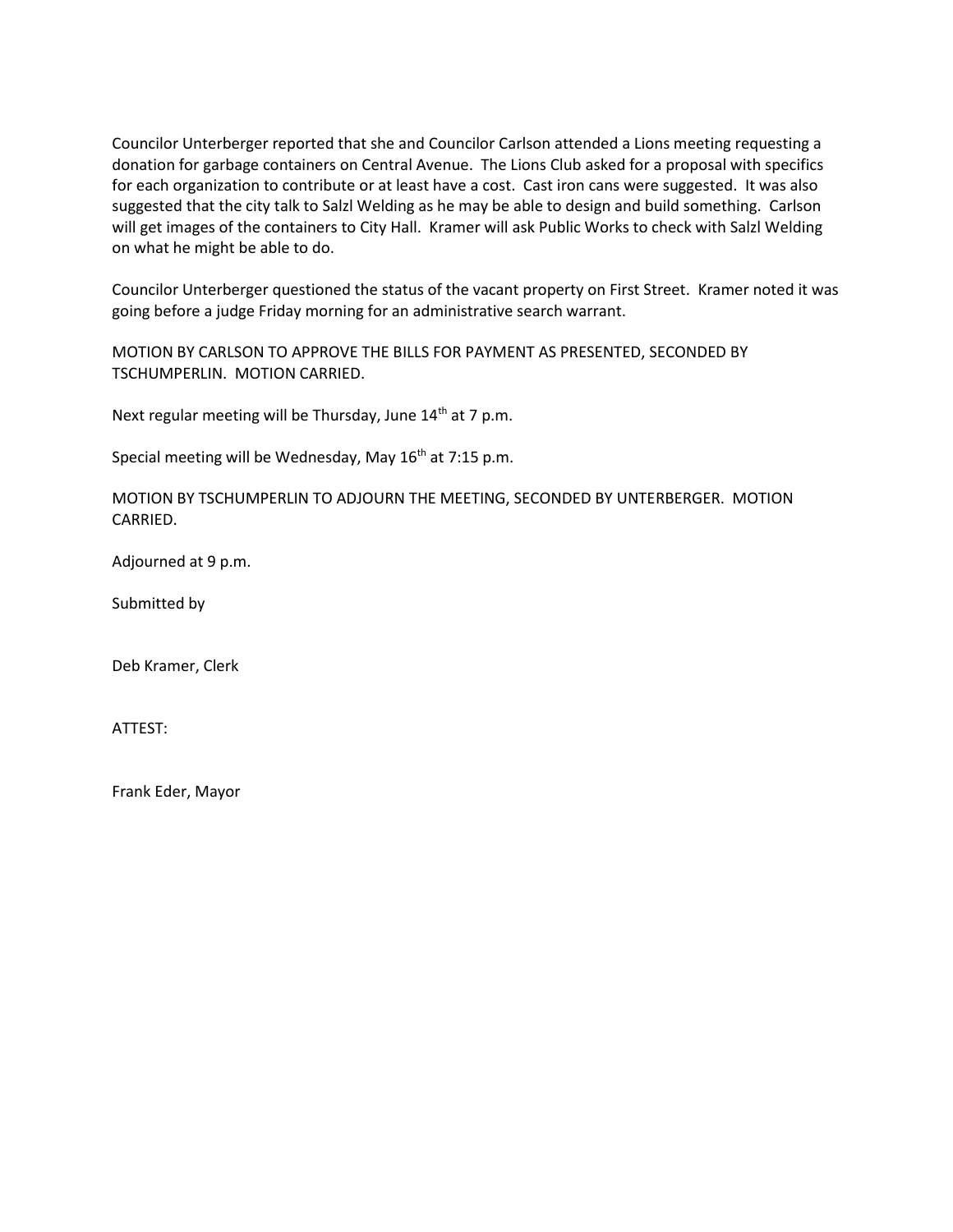Councilor Unterberger reported that she and Councilor Carlson attended a Lions meeting requesting a donation for garbage containers on Central Avenue. The Lions Club asked for a proposal with specifics for each organization to contribute or at least have a cost. Cast iron cans were suggested. It was also suggested that the city talk to Salzl Welding as he may be able to design and build something. Carlson will get images of the containers to City Hall. Kramer will ask Public Works to check with Salzl Welding on what he might be able to do.

Councilor Unterberger questioned the status of the vacant property on First Street. Kramer noted it was going before a judge Friday morning for an administrative search warrant.

MOTION BY CARLSON TO APPROVE THE BILLS FOR PAYMENT AS PRESENTED, SECONDED BY TSCHUMPERLIN. MOTION CARRIED.

Next regular meeting will be Thursday, June 14th at 7 p.m.

Special meeting will be Wednesday, May 16th at 7:15 p.m.

MOTION BY TSCHUMPERLIN TO ADJOURN THE MEETING, SECONDED BY UNTERBERGER. MOTION CARRIED.

Adjourned at 9 p.m.

Submitted by

Deb Kramer, Clerk

ATTEST:

Frank Eder, Mayor